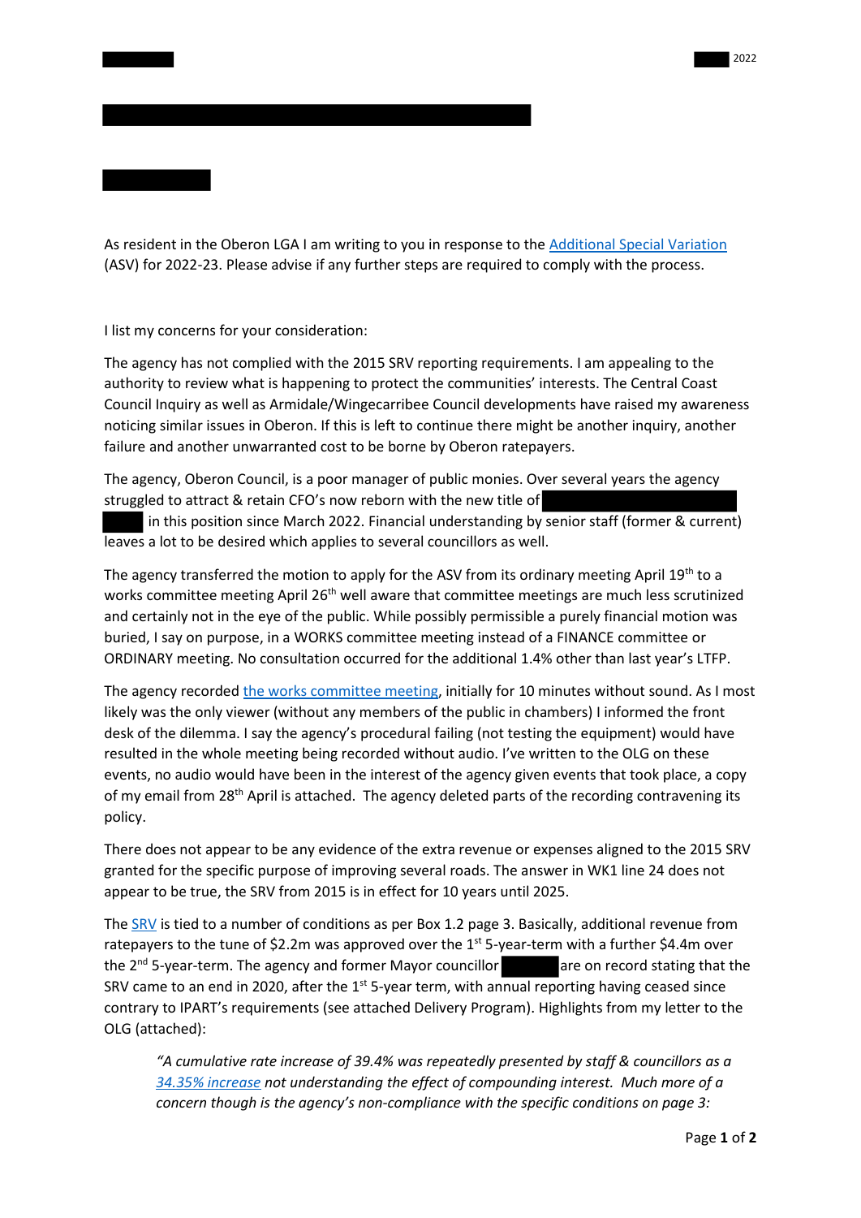2022

As resident in the Oberon LGA I am writing to you in response to the Additional Special Variation (ASV) for 2022-23. Please advise if any further steps are required to comply with the process.

I list my concerns for your consideration:

The agency has not complied with the 2015 SRV reporting requirements. I am appealing to the authority to review what is happening to protect the communities' interests. The Central Coast Council Inquiry as well as Armidale/Wingecarribee Council developments have raised my awareness noticing similar issues in Oberon. If this is left to continue there might be another inquiry, another failure and another unwarranted cost to be borne by Oberon ratepayers.

The agency, Oberon Council, is a poor manager of public monies. Over several years the agency struggled to attract & retain CFO's now reborn with the new title of in this position since March 2022. Financial understanding by senior staff (former & current) leaves a lot to be desired which applies to several councillors as well.

The agency transferred the motion to apply for the ASV from its ordinary meeting April 19th to a works committee meeting April 26th well aware that committee meetings are much less scrutinized and certainly not in the eye of the public. While possibly permissible a purely financial motion was buried, I say on purpose, in a WORKS committee meeting instead of a FINANCE committee or ORDINARY meeting. No consultation occurred for the additional 1.4% other than last year's LTFP.

The agency recorded the works committee meeting, initially for 10 minutes without sound. As I most likely was the only viewer (without any members of the public in chambers) I informed the front desk of the dilemma. I say the agency's procedural failing (not testing the equipment) would have resulted in the whole meeting being recorded without audio. I've written to the OLG on these events, no audio would have been in the interest of the agency given events that took place, a copy of my email from 28th April is attached. The agency deleted parts of the recording contravening its policy.

There does not appear to be any evidence of the extra revenue or expenses aligned to the 2015 SRV granted for the specific purpose of improving several roads. The answer in WK1 line 24 does not appear to be true, the SRV from 2015 is in effect for 10 years until 2025.

The SRV is tied to a number of conditions as per Box 1.2 page 3. Basically, additional revenue from ratepayers to the tune of $2.2m was approved over the 1st 5-year-term with a further $4.4m over the 2nd 5-year-term. The agency and former Mayor councillor are on record stating that the SRV came to an end in 2020, after the 1st 5-year term, with annual reporting having ceased since contrary to IPART's requirements (see attached Delivery Program). Highlights from my letter to the OLG (attached):

> *"A cumulative rate increase of 39.4% was repeatedly presented by staff & councillors as a 34.35% increase not understanding the effect of compounding interest. Much more of a concern though is the agency's non-compliance with the specific conditions on page 3:*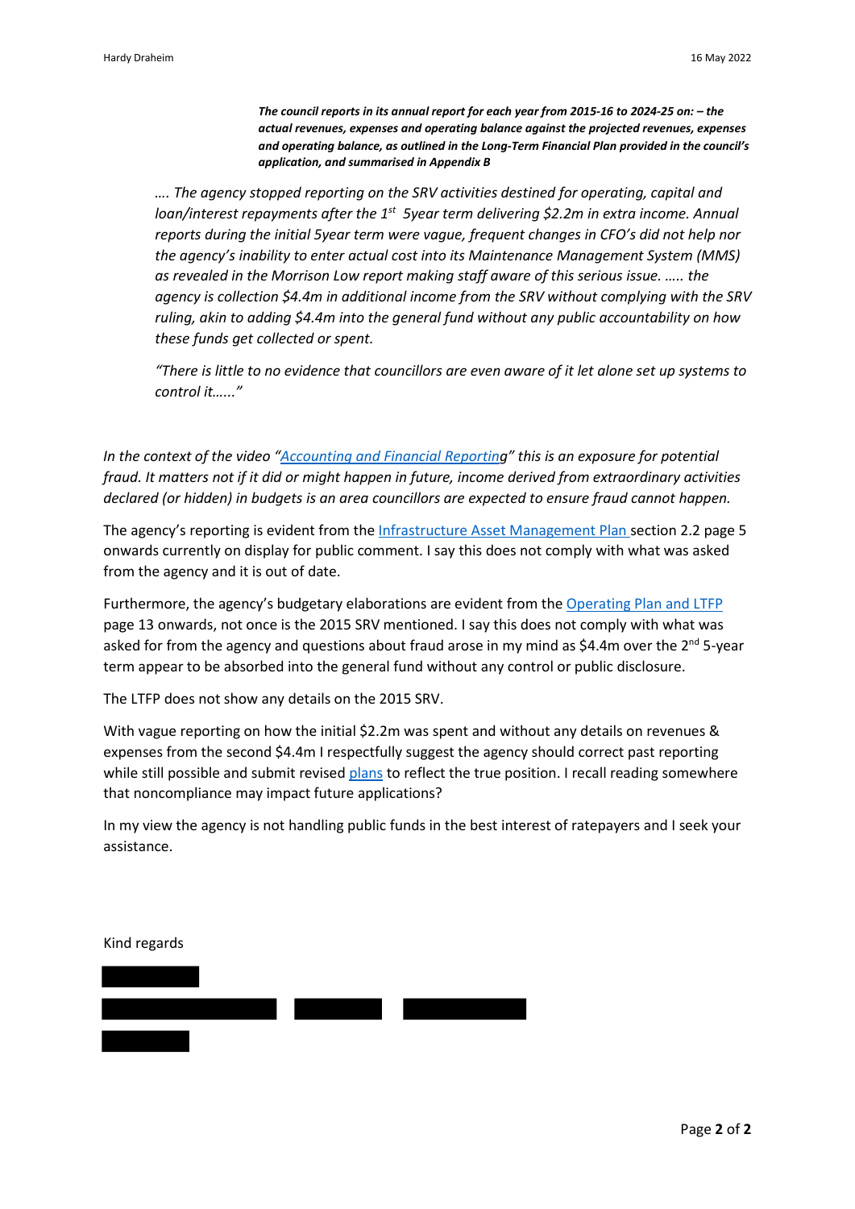***The council reports in its annual report for each year from 2015-16 to 2024-25 on: – the actual revenues, expenses and operating balance against the projected revenues, expenses and operating balance, as outlined in the Long-Term Financial Plan provided in the council's application, and summarised in Appendix B***

*…. The agency stopped reporting on the SRV activities destined for operating, capital and loan/interest repayments after the 1st 5year term delivering $2.2m in extra income. Annual reports during the initial 5year term were vague, frequent changes in CFO's did not help nor the agency's inability to enter actual cost into its Maintenance Management System (MMS) as revealed in the Morrison Low report making staff aware of this serious issue. ….. the agency is collection $4.4m in additional income from the SRV without complying with the SRV ruling, akin to adding $4.4m into the general fund without any public accountability on how these funds get collected or spent.*

*"There is little to no evidence that councillors are even aware of it let alone set up systems to control it……"*

*In the context of the video "Accounting and Financial Reporting" this is an exposure for potential fraud. It matters not if it did or might happen in future, income derived from extraordinary activities declared (or hidden) in budgets is an area councillors are expected to ensure fraud cannot happen.*

The agency's reporting is evident from the Infrastructure Asset Management Plan section 2.2 page 5 onwards currently on display for public comment. I say this does not comply with what was asked from the agency and it is out of date.

Furthermore, the agency's budgetary elaborations are evident from the Operating Plan and LTFP page 13 onwards, not once is the 2015 SRV mentioned. I say this does not comply with what was asked for from the agency and questions about fraud arose in my mind as $4.4m over the 2nd 5-year term appear to be absorbed into the general fund without any control or public disclosure.

The LTFP does not show any details on the 2015 SRV.

With vague reporting on how the initial $2.2m was spent and without any details on revenues & expenses from the second $4.4m I respectfully suggest the agency should correct past reporting while still possible and submit revised plans to reflect the true position. I recall reading somewhere that noncompliance may impact future applications?

In my view the agency is not handling public funds in the best interest of ratepayers and I seek your assistance.

Kind regards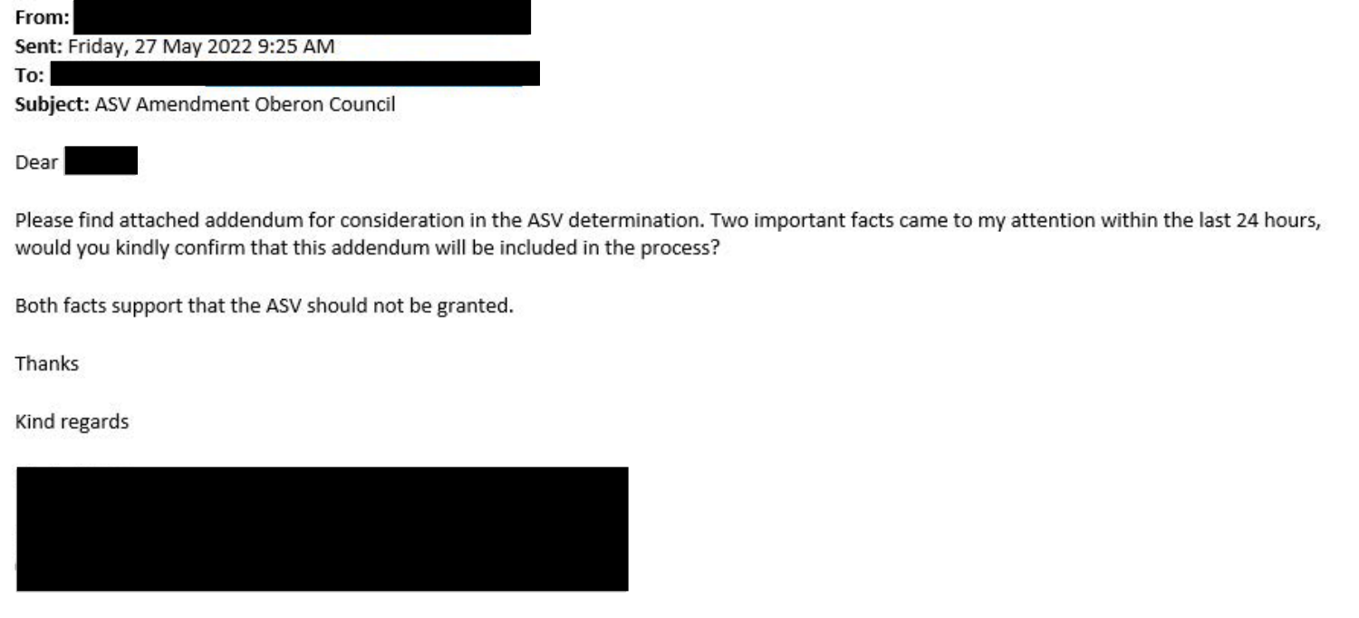**From:**

**Sent:** Friday, 27 May 2022 9:25 AM

**To:**

**Subject:** ASV Amendment Oberon Council

Dear

Please find attached addendum for consideration in the ASV determination. Two important facts came to my attention within the last 24 hours, would you kindly confirm that this addendum will be included in the process?

Both facts support that the ASV should not be granted.

Thanks

Kind regards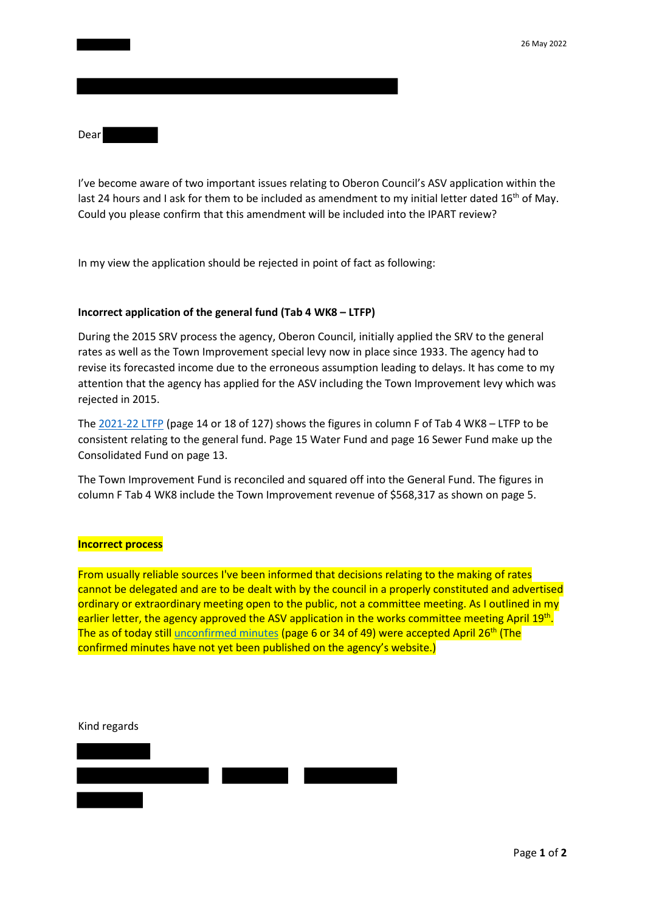26 May 2022

Dear

I've become aware of two important issues relating to Oberon Council's ASV application within the last 24 hours and I ask for them to be included as amendment to my initial letter dated 16th of May. Could you please confirm that this amendment will be included into the IPART review?

In my view the application should be rejected in point of fact as following:

**Incorrect application of the general fund (Tab 4 WK8 – LTFP)**

During the 2015 SRV process the agency, Oberon Council, initially applied the SRV to the general rates as well as the Town Improvement special levy now in place since 1933. The agency had to revise its forecasted income due to the erroneous assumption leading to delays. It has come to my attention that the agency has applied for the ASV including the Town Improvement levy which was rejected in 2015.

The 2021-22 LTFP (page 14 or 18 of 127) shows the figures in column F of Tab 4 WK8 – LTFP to be consistent relating to the general fund. Page 15 Water Fund and page 16 Sewer Fund make up the Consolidated Fund on page 13.

The Town Improvement Fund is reconciled and squared off into the General Fund. The figures in column F Tab 4 WK8 include the Town Improvement revenue of $568,317 as shown on page 5.

**Incorrect process**

From usually reliable sources I've been informed that decisions relating to the making of rates cannot be delegated and are to be dealt with by the council in a properly constituted and advertised ordinary or extraordinary meeting open to the public, not a committee meeting. As I outlined in my earlier letter, the agency approved the ASV application in the works committee meeting April 19th. The as of today still unconfirmed minutes (page 6 or 34 of 49) were accepted April 26th (The confirmed minutes have not yet been published on the agency's website.)

Kind regards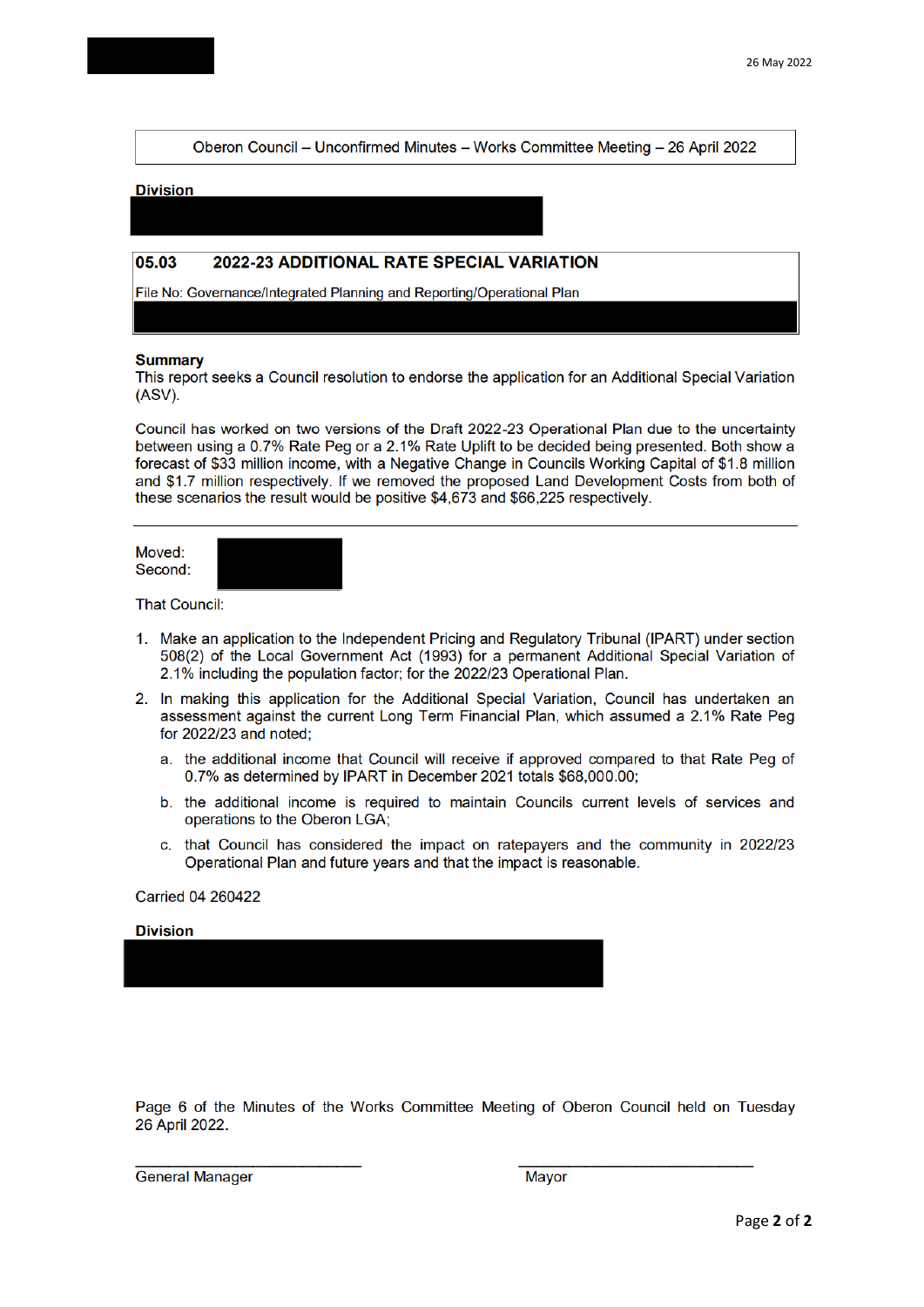Oberon Council – Unconfirmed Minutes – Works Committee Meeting – 26 April 2022

**Division**

## 05.03 2022-23 ADDITIONAL RATE SPECIAL VARIATION

File No: Governance/Integrated Planning and Reporting/Operational Plan

**Summary**

This report seeks a Council resolution to endorse the application for an Additional Special Variation (ASV).

Council has worked on two versions of the Draft 2022-23 Operational Plan due to the uncertainty between using a 0.7% Rate Peg or a 2.1% Rate Uplift to be decided being presented. Both show a forecast of $33 million income, with a Negative Change in Councils Working Capital of $1.8 million and $1.7 million respectively. If we removed the proposed Land Development Costs from both of these scenarios the result would be positive $4,673 and $66,225 respectively.

---

Moved:
Second:

That Council:

1. Make an application to the Independent Pricing and Regulatory Tribunal (IPART) under section 508(2) of the Local Government Act (1993) for a permanent Additional Special Variation of 2.1% including the population factor; for the 2022/23 Operational Plan.
2. In making this application for the Additional Special Variation, Council has undertaken an assessment against the current Long Term Financial Plan, which assumed a 2.1% Rate Peg for 2022/23 and noted;
   a. the additional income that Council will receive if approved compared to that Rate Peg of 0.7% as determined by IPART in December 2021 totals $68,000.00;
   b. the additional income is required to maintain Councils current levels of services and operations to the Oberon LGA;
   c. that Council has considered the impact on ratepayers and the community in 2022/23 Operational Plan and future years and that the impact is reasonable.

Carried 04 260422

**Division**

Page 6 of the Minutes of the Works Committee Meeting of Oberon Council held on Tuesday 26 April 2022.

General Manager　　　　　　　　　　　　Mayor